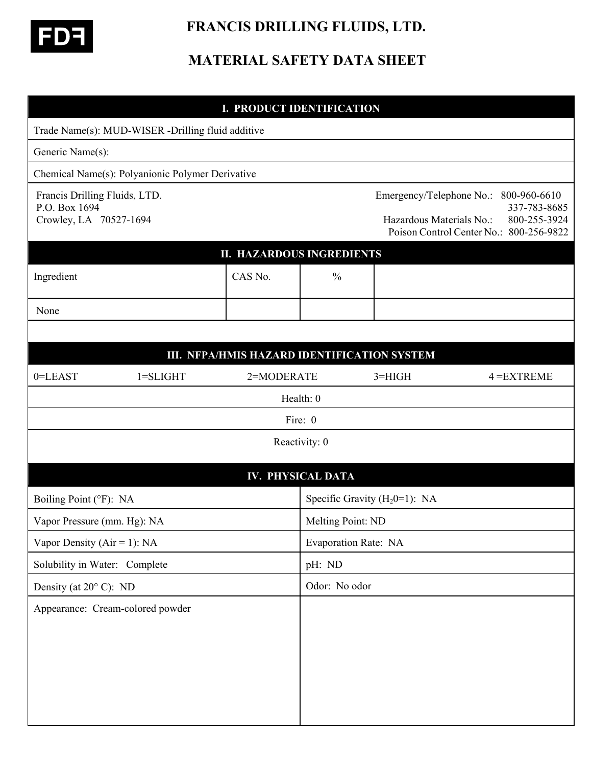FDF

# FRANCIS DRILLING FLUIDS, LTD.

# MATERIAL SAFETY DATA SHEET

## I. PRODUCT IDENTIFICATION

Trade Name(s): MUD-WISER -Drilling fluid additive

Generic Name(s):

Chemical Name(s): Polyanionic Polymer Derivative

Francis Drilling Fluids, LTD.
P.O. Box 1694
Crowley, LA 70527-1694

Emergency/Telephone No.: 800-960-6610
337-783-8685
Hazardous Materials No.: 800-255-3924
Poison Control Center No.: 800-256-9822

## II. HAZARDOUS INGREDIENTS

| Ingredient | CAS No. | % | |
|---|---|---|---|
| None | | | |

## III. NFPA/HMIS HAZARD IDENTIFICATION SYSTEM

0=LEAST 1=SLIGHT 2=MODERATE 3=HIGH 4 =EXTREME

Health: 0

Fire: 0

Reactivity: 0

## IV. PHYSICAL DATA

| | |
|---|---|
| Boiling Point (°F): NA | Specific Gravity ($H_2O$=1): NA |
| Vapor Pressure (mm. Hg): NA | Melting Point: ND |
| Vapor Density (Air = 1): NA | Evaporation Rate: NA |
| Solubility in Water: Complete | pH: ND |
| Density (at 20° C): ND | Odor: No odor |
| Appearance: Cream-colored powder | |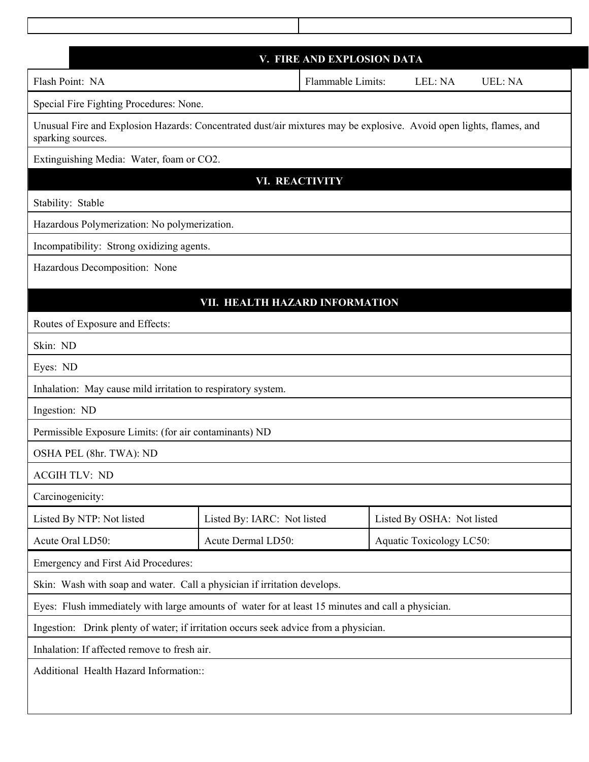## V. FIRE AND EXPLOSION DATA

| | |
|---|---|
| Flash Point: NA | Flammable Limits: LEL: NA UEL: NA |

Special Fire Fighting Procedures: None.

Unusual Fire and Explosion Hazards: Concentrated dust/air mixtures may be explosive. Avoid open lights, flames, and sparking sources.

Extinguishing Media: Water, foam or $CO_2$.

## VI. REACTIVITY

Stability: Stable

Hazardous Polymerization: No polymerization.

Incompatibility: Strong oxidizing agents.

Hazardous Decomposition: None

## VII. HEALTH HAZARD INFORMATION

Routes of Exposure and Effects:

Skin: ND

Eyes: ND

Inhalation: May cause mild irritation to respiratory system.

Ingestion: ND

Permissible Exposure Limits: (for air contaminants) ND

OSHA PEL (8hr. TWA): ND

ACGIH TLV: ND

Carcinogenicity:

| | | |
|---|---|---|
| Listed By NTP: Not listed | Listed By: IARC: Not listed | Listed By OSHA: Not listed |
| Acute Oral LD50: | Acute Dermal LD50: | Aquatic Toxicology LC50: |

Emergency and First Aid Procedures:

Skin: Wash with soap and water. Call a physician if irritation develops.

Eyes: Flush immediately with large amounts of water for at least 15 minutes and call a physician.

Ingestion: Drink plenty of water; if irritation occurs seek advice from a physician.

Inhalation: If affected remove to fresh air.

Additional Health Hazard Information::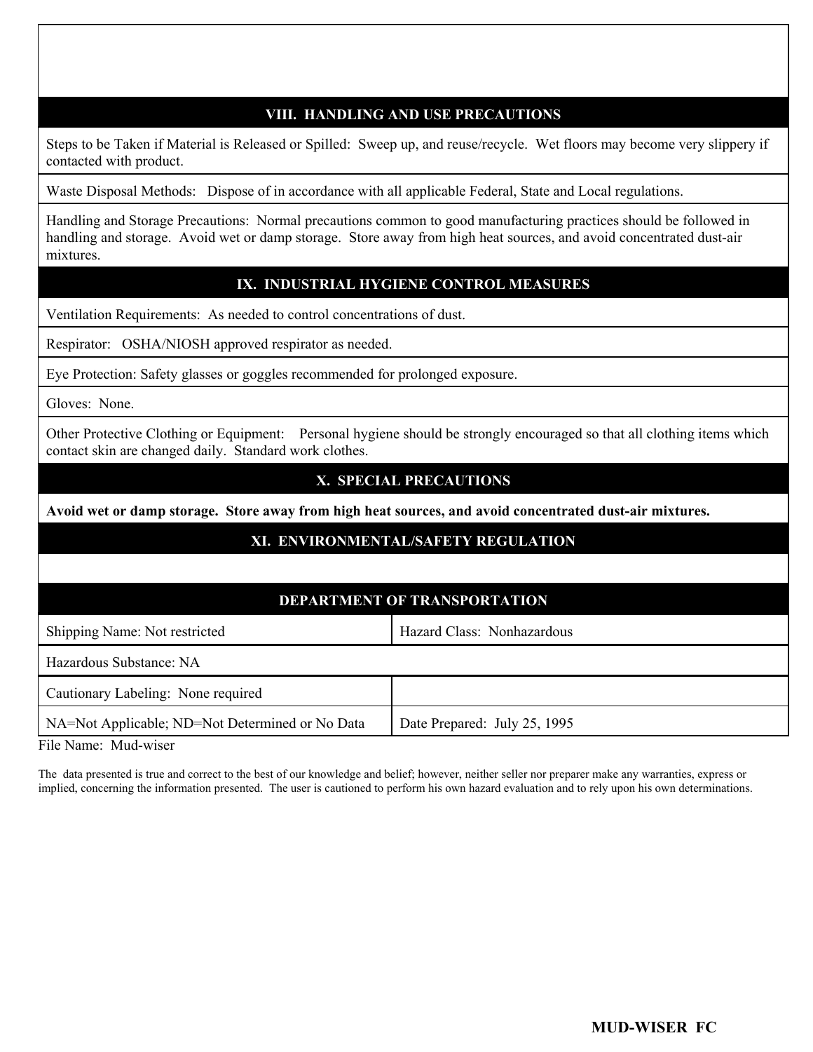## VIII. HANDLING AND USE PRECAUTIONS

Steps to be Taken if Material is Released or Spilled: Sweep up, and reuse/recycle. Wet floors may become very slippery if contacted with product.

Waste Disposal Methods: Dispose of in accordance with all applicable Federal, State and Local regulations.

Handling and Storage Precautions: Normal precautions common to good manufacturing practices should be followed in handling and storage. Avoid wet or damp storage. Store away from high heat sources, and avoid concentrated dust-air mixtures.

## IX. INDUSTRIAL HYGIENE CONTROL MEASURES

Ventilation Requirements: As needed to control concentrations of dust.

Respirator: OSHA/NIOSH approved respirator as needed.

Eye Protection: Safety glasses or goggles recommended for prolonged exposure.

Gloves: None.

Other Protective Clothing or Equipment: Personal hygiene should be strongly encouraged so that all clothing items which contact skin are changed daily. Standard work clothes.

## X. SPECIAL PRECAUTIONS

**Avoid wet or damp storage. Store away from high heat sources, and avoid concentrated dust-air mixtures.**

## XI. ENVIRONMENTAL/SAFETY REGULATION

## DEPARTMENT OF TRANSPORTATION

| | |
|---|---|
| Shipping Name: Not restricted | Hazard Class: Nonhazardous |
| Hazardous Substance: NA | |
| Cautionary Labeling: None required | |
| NA=Not Applicable; ND=Not Determined or No Data | Date Prepared: July 25, 1995 |

File Name: Mud-wiser

The data presented is true and correct to the best of our knowledge and belief; however, neither seller nor preparer make any warranties, express or implied, concerning the information presented. The user is cautioned to perform his own hazard evaluation and to rely upon his own determinations.

**MUD-WISER FC**